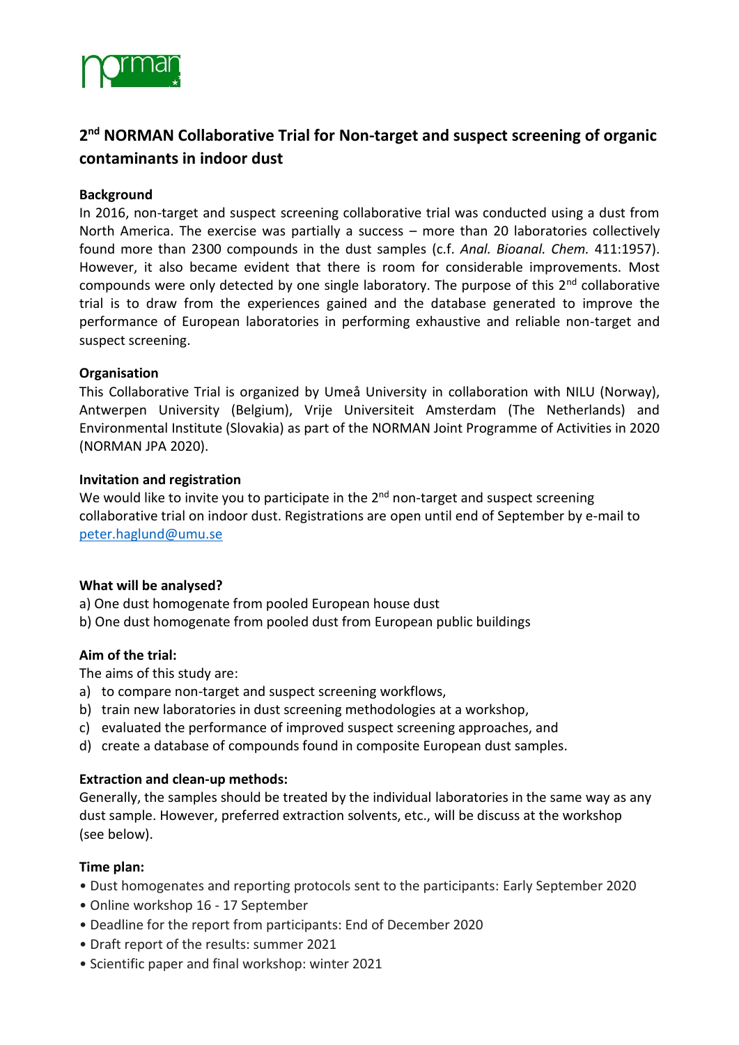# 2nd NORMAN Collaborative Trial for Non-target and suspect screening of organic contaminants in indoor dust

### Background

In 2016, non-target and suspect screening collaborative trial was conducted using a dust from North America. The exercise was partially a success – more than 20 laboratories collectively found more than 2300 compounds in the dust samples (c.f. *Anal. Bioanal. Chem.* 411:1957). However, it also became evident that there is room for considerable improvements. Most compounds were only detected by one single laboratory. The purpose of this 2nd collaborative trial is to draw from the experiences gained and the database generated to improve the performance of European laboratories in performing exhaustive and reliable non-target and suspect screening.

### Organisation

This Collaborative Trial is organized by Umeå University in collaboration with NILU (Norway), Antwerpen University (Belgium), Vrije Universiteit Amsterdam (The Netherlands) and Environmental Institute (Slovakia) as part of the NORMAN Joint Programme of Activities in 2020 (NORMAN JPA 2020).

### Invitation and registration

We would like to invite you to participate in the 2nd non-target and suspect screening collaborative trial on indoor dust. Registrations are open until end of September by e-mail to peter.haglund@umu.se

### What will be analysed?

a) One dust homogenate from pooled European house dust
b) One dust homogenate from pooled dust from European public buildings

### Aim of the trial:

The aims of this study are:

a) to compare non-target and suspect screening workflows,
b) train new laboratories in dust screening methodologies at a workshop,
c) evaluated the performance of improved suspect screening approaches, and
d) create a database of compounds found in composite European dust samples.

### Extraction and clean-up methods:

Generally, the samples should be treated by the individual laboratories in the same way as any dust sample. However, preferred extraction solvents, etc., will be discuss at the workshop (see below).

### Time plan:

- Dust homogenates and reporting protocols sent to the participants: Early September 2020
- Online workshop 16 - 17 September
- Deadline for the report from participants: End of December 2020
- Draft report of the results: summer 2021
- Scientific paper and final workshop: winter 2021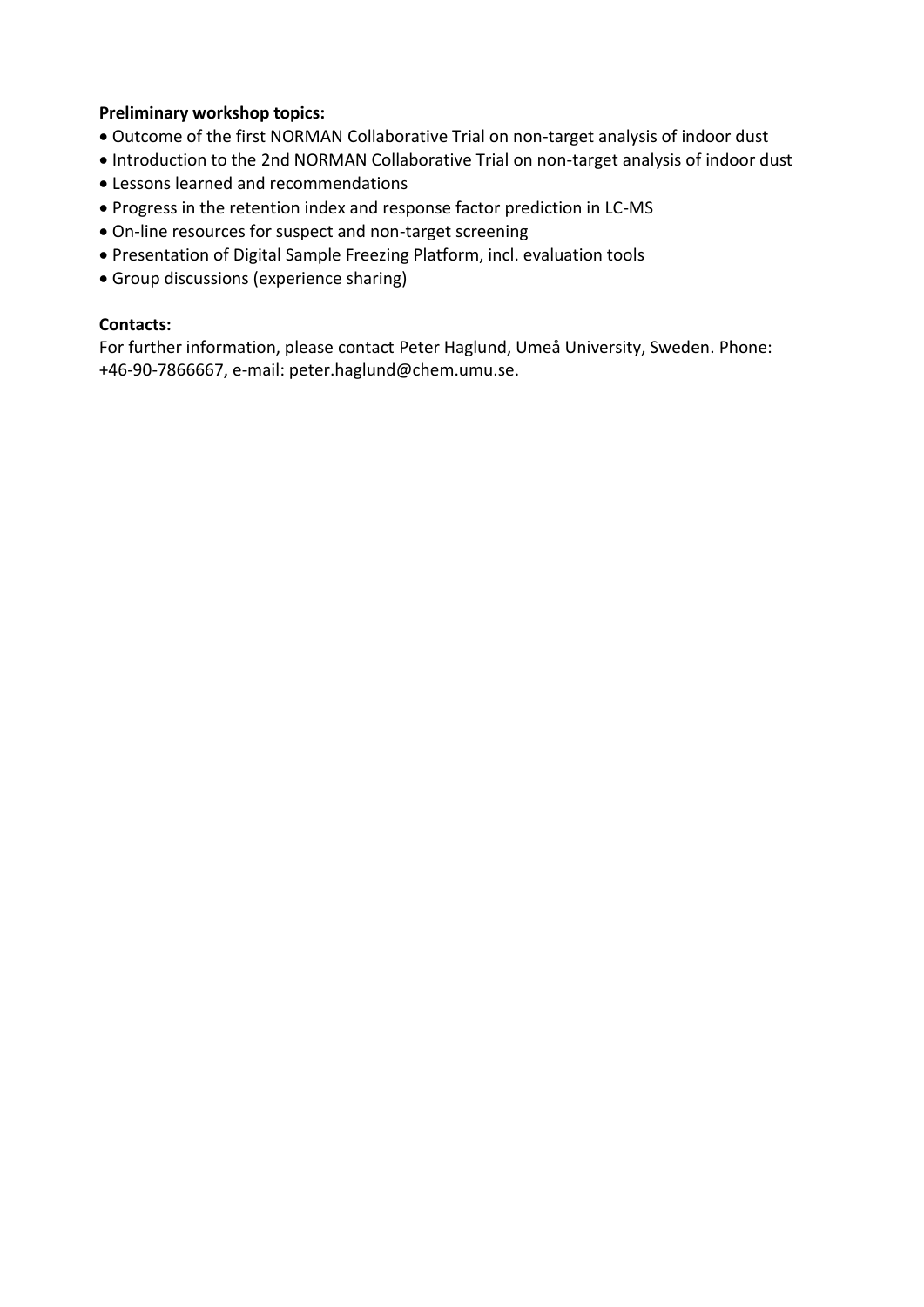**Preliminary workshop topics:**

- Outcome of the first NORMAN Collaborative Trial on non-target analysis of indoor dust
- Introduction to the 2nd NORMAN Collaborative Trial on non-target analysis of indoor dust
- Lessons learned and recommendations
- Progress in the retention index and response factor prediction in LC-MS
- On-line resources for suspect and non-target screening
- Presentation of Digital Sample Freezing Platform, incl. evaluation tools
- Group discussions (experience sharing)

**Contacts:**

For further information, please contact Peter Haglund, Umeå University, Sweden. Phone: +46-90-7866667, e-mail: peter.haglund@chem.umu.se.